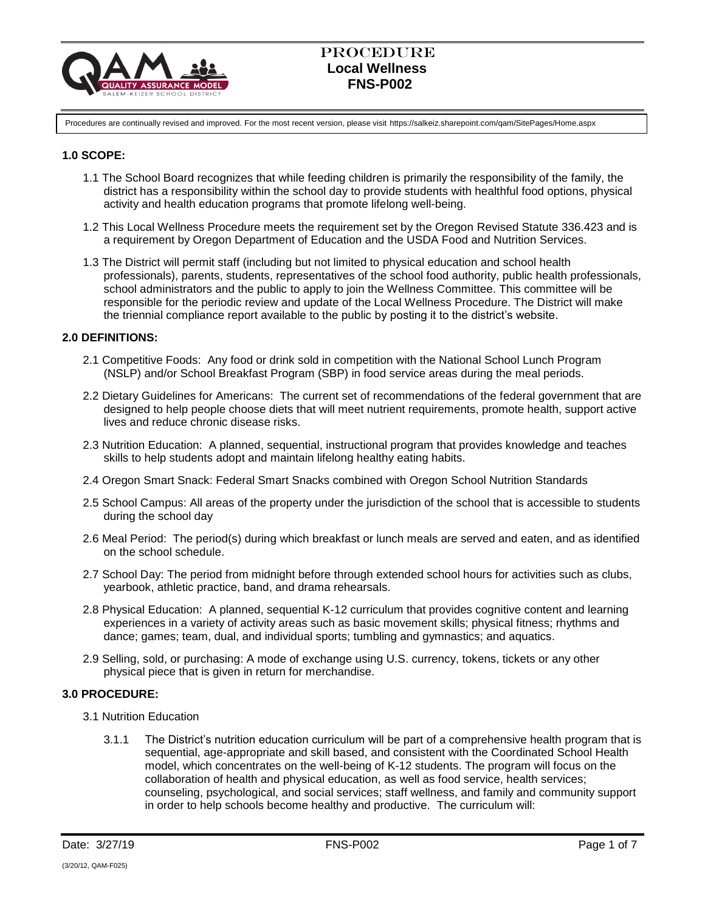# PROCEDURE
## Local Wellness
## FNS-P002

Procedures are continually revised and improved. For the most recent version, please visit https://salkeiz.sharepoint.com/qam/SitePages/Home.aspx

### 1.0 SCOPE:

1.1 The School Board recognizes that while feeding children is primarily the responsibility of the family, the district has a responsibility within the school day to provide students with healthful food options, physical activity and health education programs that promote lifelong well-being.

1.2 This Local Wellness Procedure meets the requirement set by the Oregon Revised Statute 336.423 and is a requirement by Oregon Department of Education and the USDA Food and Nutrition Services.

1.3 The District will permit staff (including but not limited to physical education and school health professionals), parents, students, representatives of the school food authority, public health professionals, school administrators and the public to apply to join the Wellness Committee. This committee will be responsible for the periodic review and update of the Local Wellness Procedure. The District will make the triennial compliance report available to the public by posting it to the district's website.

### 2.0 DEFINITIONS:

2.1 Competitive Foods: Any food or drink sold in competition with the National School Lunch Program (NSLP) and/or School Breakfast Program (SBP) in food service areas during the meal periods.

2.2 Dietary Guidelines for Americans: The current set of recommendations of the federal government that are designed to help people choose diets that will meet nutrient requirements, promote health, support active lives and reduce chronic disease risks.

2.3 Nutrition Education: A planned, sequential, instructional program that provides knowledge and teaches skills to help students adopt and maintain lifelong healthy eating habits.

2.4 Oregon Smart Snack: Federal Smart Snacks combined with Oregon School Nutrition Standards

2.5 School Campus: All areas of the property under the jurisdiction of the school that is accessible to students during the school day

2.6 Meal Period: The period(s) during which breakfast or lunch meals are served and eaten, and as identified on the school schedule.

2.7 School Day: The period from midnight before through extended school hours for activities such as clubs, yearbook, athletic practice, band, and drama rehearsals.

2.8 Physical Education: A planned, sequential K-12 curriculum that provides cognitive content and learning experiences in a variety of activity areas such as basic movement skills; physical fitness; rhythms and dance; games; team, dual, and individual sports; tumbling and gymnastics; and aquatics.

2.9 Selling, sold, or purchasing: A mode of exchange using U.S. currency, tokens, tickets or any other physical piece that is given in return for merchandise.

### 3.0 PROCEDURE:

3.1 Nutrition Education

3.1.1 The District's nutrition education curriculum will be part of a comprehensive health program that is sequential, age-appropriate and skill based, and consistent with the Coordinated School Health model, which concentrates on the well-being of K-12 students. The program will focus on the collaboration of health and physical education, as well as food service, health services; counseling, psychological, and social services; staff wellness, and family and community support in order to help schools become healthy and productive. The curriculum will: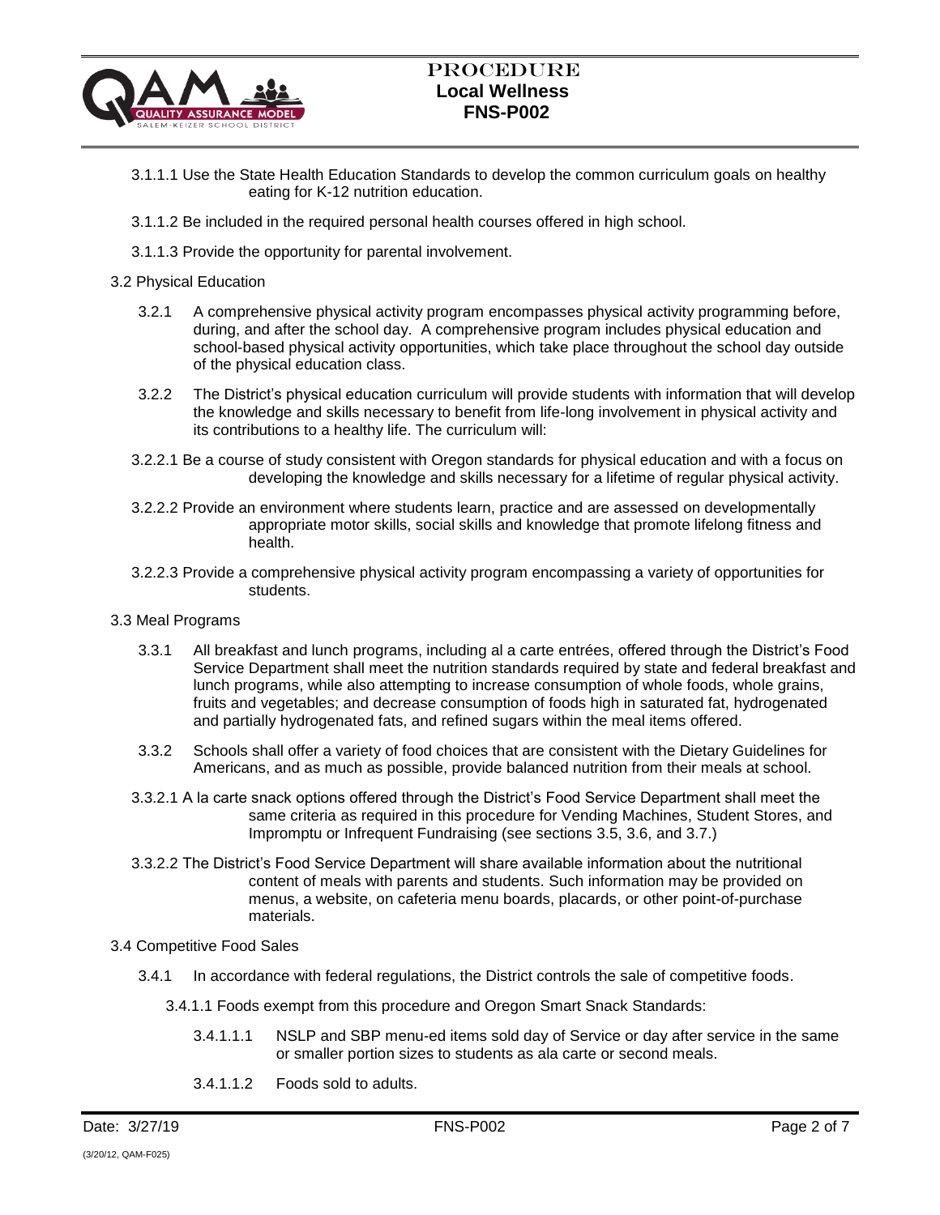3.1.1.1 Use the State Health Education Standards to develop the common curriculum goals on healthy eating for K-12 nutrition education.

3.1.1.2 Be included in the required personal health courses offered in high school.

3.1.1.3 Provide the opportunity for parental involvement.

3.2 Physical Education

3.2.1 A comprehensive physical activity program encompasses physical activity programming before, during, and after the school day. A comprehensive program includes physical education and school-based physical activity opportunities, which take place throughout the school day outside of the physical education class.

3.2.2 The District's physical education curriculum will provide students with information that will develop the knowledge and skills necessary to benefit from life-long involvement in physical activity and its contributions to a healthy life. The curriculum will:

3.2.2.1 Be a course of study consistent with Oregon standards for physical education and with a focus on developing the knowledge and skills necessary for a lifetime of regular physical activity.

3.2.2.2 Provide an environment where students learn, practice and are assessed on developmentally appropriate motor skills, social skills and knowledge that promote lifelong fitness and health.

3.2.2.3 Provide a comprehensive physical activity program encompassing a variety of opportunities for students.

3.3 Meal Programs

3.3.1 All breakfast and lunch programs, including al a carte entrées, offered through the District's Food Service Department shall meet the nutrition standards required by state and federal breakfast and lunch programs, while also attempting to increase consumption of whole foods, whole grains, fruits and vegetables; and decrease consumption of foods high in saturated fat, hydrogenated and partially hydrogenated fats, and refined sugars within the meal items offered.

3.3.2 Schools shall offer a variety of food choices that are consistent with the Dietary Guidelines for Americans, and as much as possible, provide balanced nutrition from their meals at school.

3.3.2.1 A la carte snack options offered through the District's Food Service Department shall meet the same criteria as required in this procedure for Vending Machines, Student Stores, and Impromptu or Infrequent Fundraising (see sections 3.5, 3.6, and 3.7.)

3.3.2.2 The District's Food Service Department will share available information about the nutritional content of meals with parents and students. Such information may be provided on menus, a website, on cafeteria menu boards, placards, or other point-of-purchase materials.

3.4 Competitive Food Sales

3.4.1 In accordance with federal regulations, the District controls the sale of competitive foods.

3.4.1.1 Foods exempt from this procedure and Oregon Smart Snack Standards:

3.4.1.1.1 NSLP and SBP menu-ed items sold day of Service or day after service in the same or smaller portion sizes to students as ala carte or second meals.

3.4.1.1.2 Foods sold to adults.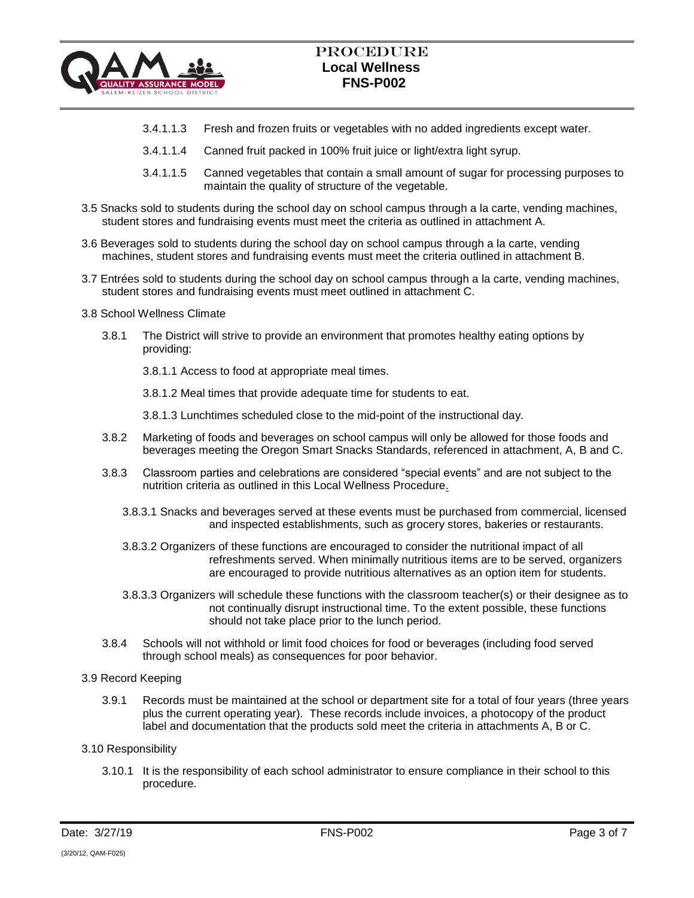3.4.1.1.3 Fresh and frozen fruits or vegetables with no added ingredients except water.

3.4.1.1.4 Canned fruit packed in 100% fruit juice or light/extra light syrup.

3.4.1.1.5 Canned vegetables that contain a small amount of sugar for processing purposes to maintain the quality of structure of the vegetable.

3.5 Snacks sold to students during the school day on school campus through a la carte, vending machines, student stores and fundraising events must meet the criteria as outlined in attachment A.

3.6 Beverages sold to students during the school day on school campus through a la carte, vending machines, student stores and fundraising events must meet the criteria outlined in attachment B.

3.7 Entrées sold to students during the school day on school campus through a la carte, vending machines, student stores and fundraising events must meet outlined in attachment C.

3.8 School Wellness Climate

3.8.1 The District will strive to provide an environment that promotes healthy eating options by providing:

3.8.1.1 Access to food at appropriate meal times.

3.8.1.2 Meal times that provide adequate time for students to eat.

3.8.1.3 Lunchtimes scheduled close to the mid-point of the instructional day.

3.8.2 Marketing of foods and beverages on school campus will only be allowed for those foods and beverages meeting the Oregon Smart Snacks Standards, referenced in attachment, A, B and C.

3.8.3 Classroom parties and celebrations are considered "special events" and are not subject to the nutrition criteria as outlined in this Local Wellness Procedure.

3.8.3.1 Snacks and beverages served at these events must be purchased from commercial, licensed and inspected establishments, such as grocery stores, bakeries or restaurants.

3.8.3.2 Organizers of these functions are encouraged to consider the nutritional impact of all refreshments served. When minimally nutritious items are to be served, organizers are encouraged to provide nutritious alternatives as an option item for students.

3.8.3.3 Organizers will schedule these functions with the classroom teacher(s) or their designee as to not continually disrupt instructional time. To the extent possible, these functions should not take place prior to the lunch period.

3.8.4 Schools will not withhold or limit food choices for food or beverages (including food served through school meals) as consequences for poor behavior.

3.9 Record Keeping

3.9.1 Records must be maintained at the school or department site for a total of four years (three years plus the current operating year). These records include invoices, a photocopy of the product label and documentation that the products sold meet the criteria in attachments A, B or C.

3.10 Responsibility

3.10.1 It is the responsibility of each school administrator to ensure compliance in their school to this procedure.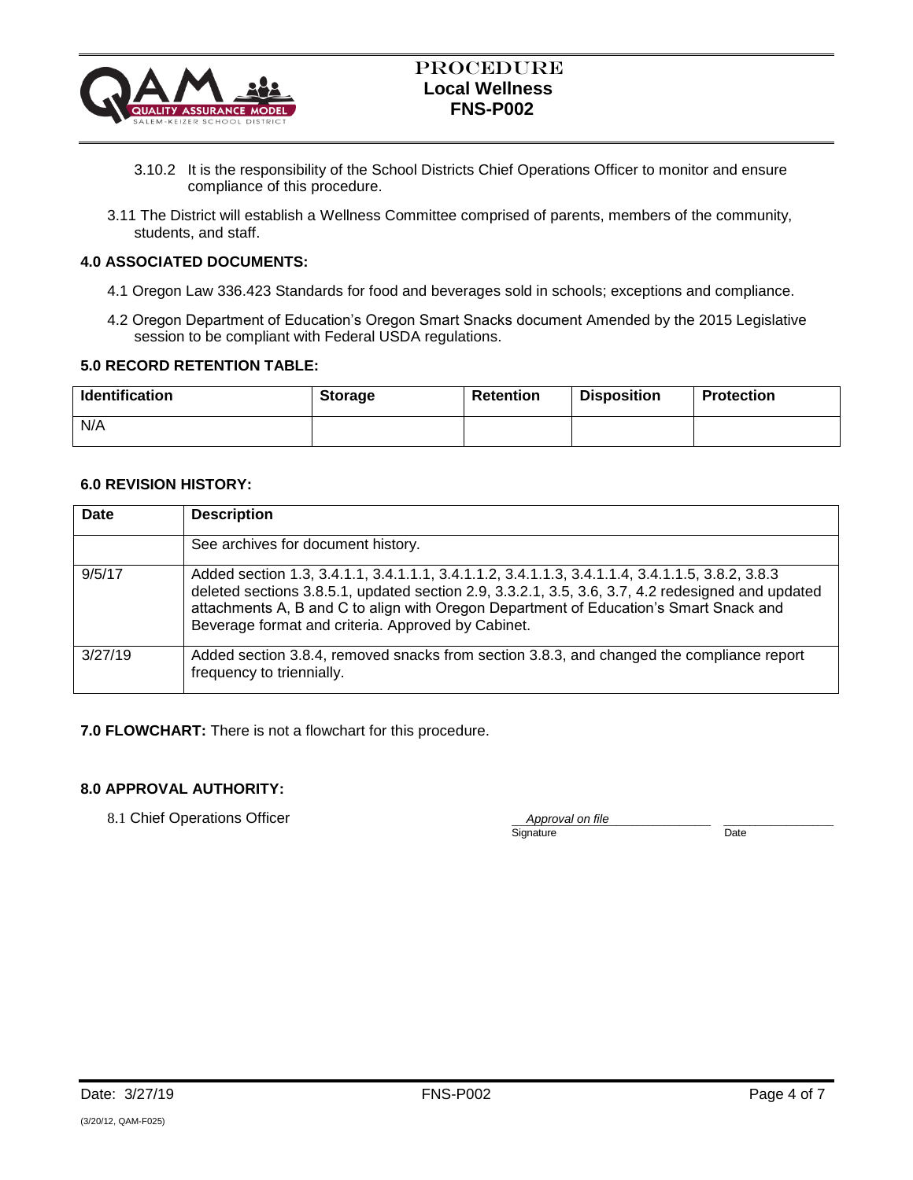3.10.2 It is the responsibility of the School Districts Chief Operations Officer to monitor and ensure compliance of this procedure.

3.11 The District will establish a Wellness Committee comprised of parents, members of the community, students, and staff.

**4.0 ASSOCIATED DOCUMENTS:**

4.1 Oregon Law 336.423 Standards for food and beverages sold in schools; exceptions and compliance.

4.2 Oregon Department of Education's Oregon Smart Snacks document Amended by the 2015 Legislative session to be compliant with Federal USDA regulations.

**5.0 RECORD RETENTION TABLE:**

| Identification | Storage | Retention | Disposition | Protection |
|---|---|---|---|---|
| N/A | | | | |

**6.0 REVISION HISTORY:**

| Date | Description |
|---|---|
| | See archives for document history. |
| 9/5/17 | Added section 1.3, 3.4.1.1, 3.4.1.1.1, 3.4.1.1.2, 3.4.1.1.3, 3.4.1.1.4, 3.4.1.1.5, 3.8.2, 3.8.3 deleted sections 3.8.5.1, updated section 2.9, 3.3.2.1, 3.5, 3.6, 3.7, 4.2 redesigned and updated attachments A, B and C to align with Oregon Department of Education's Smart Snack and Beverage format and criteria. Approved by Cabinet. |
| 3/27/19 | Added section 3.8.4, removed snacks from section 3.8.3, and changed the compliance report frequency to triennially. |

**7.0 FLOWCHART:** There is not a flowchart for this procedure.

**8.0 APPROVAL AUTHORITY:**

8.1 Chief Operations Officer

*Approval on file*
Signature  Date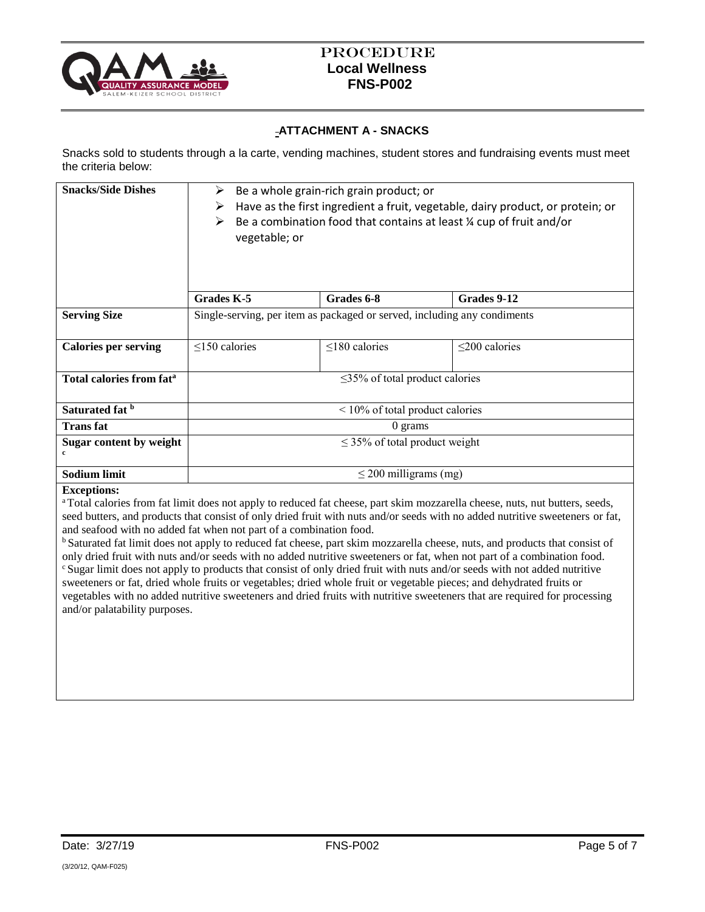## ATTACHMENT A - SNACKS

Snacks sold to students through a la carte, vending machines, student stores and fundraising events must meet the criteria below:

| Snacks/Side Dishes | <ul><li>Be a whole grain-rich grain product; or</li><li>Have as the first ingredient a fruit, vegetable, dairy product, or protein; or</li><li>Be a combination food that contains at least ¼ cup of fruit and/or vegetable; or</li></ul> | | |
|---|---|---|---|
| | **Grades K-5** | **Grades 6-8** | **Grades 9-12** |
| **Serving Size** | Single-serving, per item as packaged or served, including any condiments | | |
| **Calories per serving** | ≤150 calories | ≤180 calories | ≤200 calories |
| **Total calories from fat[a]** | ≤35% of total product calories | | |
| **Saturated fat [b]** | < 10% of total product calories | | |
| **Trans fat** | 0 grams | | |
| **Sugar content by weight [c]** | ≤ 35% of total product weight | | |
| **Sodium limit** | ≤ 200 milligrams (mg) | | |

**Exceptions:**

[a] Total calories from fat limit does not apply to reduced fat cheese, part skim mozzarella cheese, nuts, nut butters, seeds, seed butters, and products that consist of only dried fruit with nuts and/or seeds with no added nutritive sweeteners or fat, and seafood with no added fat when not part of a combination food.

[b] Saturated fat limit does not apply to reduced fat cheese, part skim mozzarella cheese, nuts, and products that consist of only dried fruit with nuts and/or seeds with no added nutritive sweeteners or fat, when not part of a combination food.

[c] Sugar limit does not apply to products that consist of only dried fruit with nuts and/or seeds with not added nutritive sweeteners or fat, dried whole fruits or vegetables; dried whole fruit or vegetable pieces; and dehydrated fruits or vegetables with no added nutritive sweeteners and dried fruits with nutritive sweeteners that are required for processing and/or palatability purposes.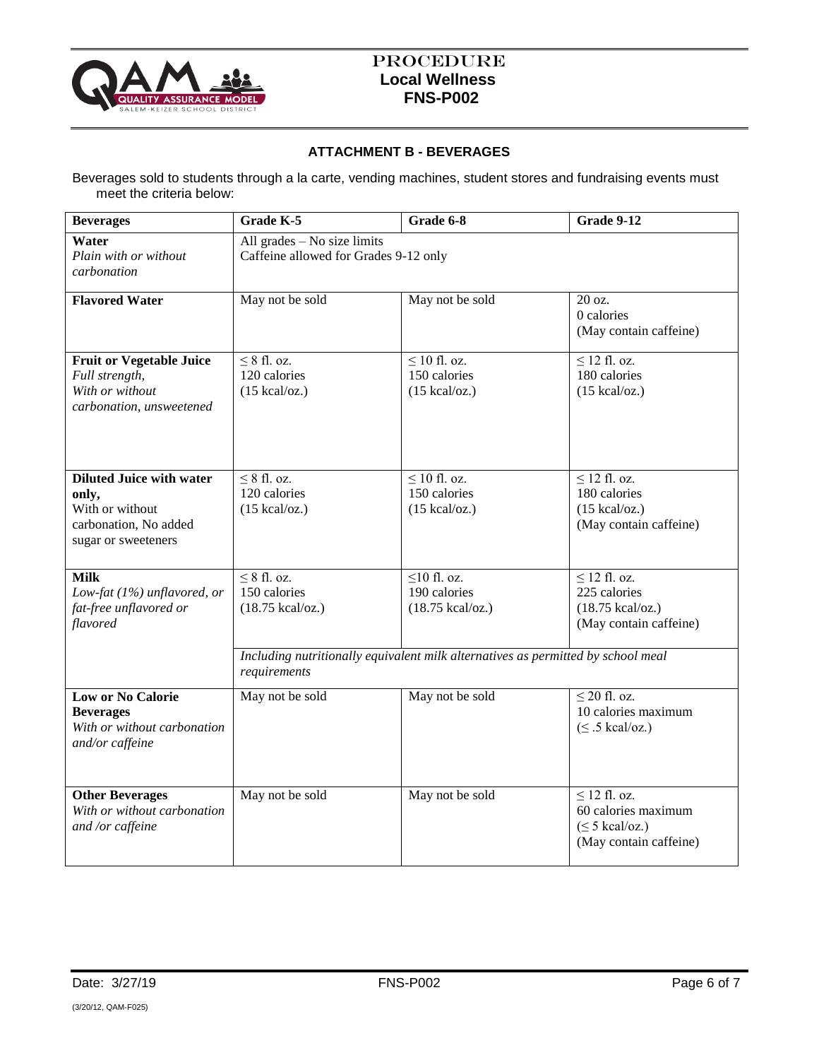## ATTACHMENT B - BEVERAGES

Beverages sold to students through a la carte, vending machines, student stores and fundraising events must meet the criteria below:

| **Beverages** | **Grade K-5** | **Grade 6-8** | **Grade 9-12** |
|---|---|---|---|
| **Water** *Plain with or without carbonation* | All grades – No size limits Caffeine allowed for Grades 9-12 only | | |
| **Flavored Water** | May not be sold | May not be sold | 20 oz. 0 calories (May contain caffeine) |
| **Fruit or Vegetable Juice** *Full strength, With or without carbonation, unsweetened* | ≤ 8 fl. oz. 120 calories (15 kcal/oz.) | ≤ 10 fl. oz. 150 calories (15 kcal/oz.) | ≤ 12 fl. oz. 180 calories (15 kcal/oz.) |
| **Diluted Juice with water only,** With or without carbonation, No added sugar or sweeteners | ≤ 8 fl. oz. 120 calories (15 kcal/oz.) | ≤ 10 fl. oz. 150 calories (15 kcal/oz.) | ≤ 12 fl. oz. 180 calories (15 kcal/oz.) (May contain caffeine) |
| **Milk** *Low-fat (1%) unflavored, or fat-free unflavored or flavored* | ≤ 8 fl. oz. 150 calories (18.75 kcal/oz.) | ≤10 fl. oz. 190 calories (18.75 kcal/oz.) | ≤ 12 fl. oz. 225 calories (18.75 kcal/oz.) (May contain caffeine) |
| | *Including nutritionally equivalent milk alternatives as permitted by school meal requirements* | | |
| **Low or No Calorie Beverages** *With or without carbonation and/or caffeine* | May not be sold | May not be sold | ≤ 20 fl. oz. 10 calories maximum (≤ .5 kcal/oz.) |
| **Other Beverages** *With or without carbonation and /or caffeine* | May not be sold | May not be sold | ≤ 12 fl. oz. 60 calories maximum (≤ 5 kcal/oz.) (May contain caffeine) |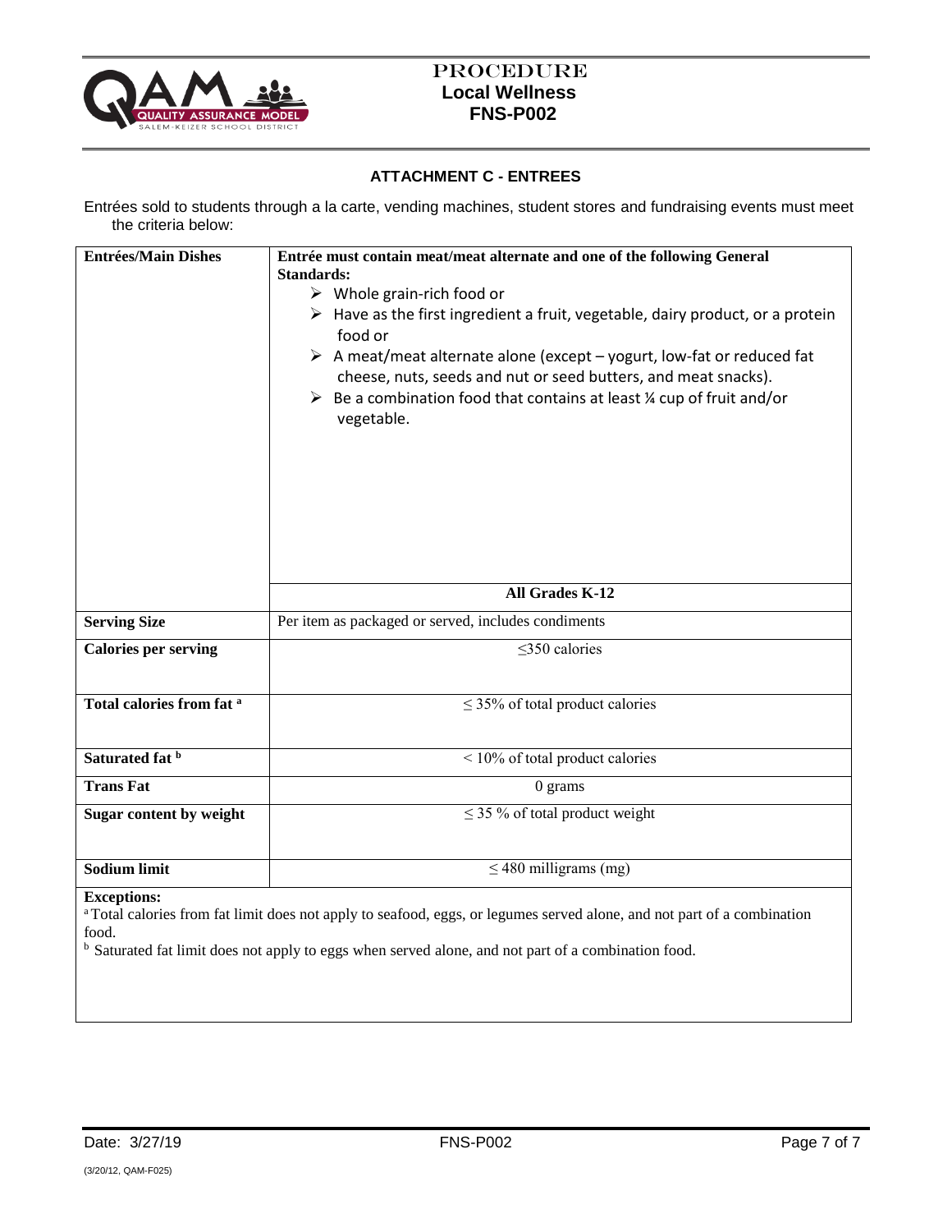## ATTACHMENT C - ENTREES

Entrées sold to students through a la carte, vending machines, student stores and fundraising events must meet the criteria below:

| | |
|---|---|
| **Entrées/Main Dishes** | **Entrée must contain meat/meat alternate and one of the following General Standards:**<br>➢ Whole grain-rich food or<br>➢ Have as the first ingredient a fruit, vegetable, dairy product, or a protein food or<br>➢ A meat/meat alternate alone (except – yogurt, low-fat or reduced fat cheese, nuts, seeds and nut or seed butters, and meat snacks).<br>➢ Be a combination food that contains at least ¼ cup of fruit and/or vegetable. |
| | **All Grades K-12** |
| **Serving Size** | Per item as packaged or served, includes condiments |
| **Calories per serving** | $\leq$350 calories |
| **Total calories from fat [a]** | $\leq$ 35% of total product calories |
| **Saturated fat [b]** | < 10% of total product calories |
| **Trans Fat** | 0 grams |
| **Sugar content by weight** | $\leq$ 35 % of total product weight |
| **Sodium limit** | $\leq$ 480 milligrams (mg) |

**Exceptions:**

[a] Total calories from fat limit does not apply to seafood, eggs, or legumes served alone, and not part of a combination food.

[b] Saturated fat limit does not apply to eggs when served alone, and not part of a combination food.